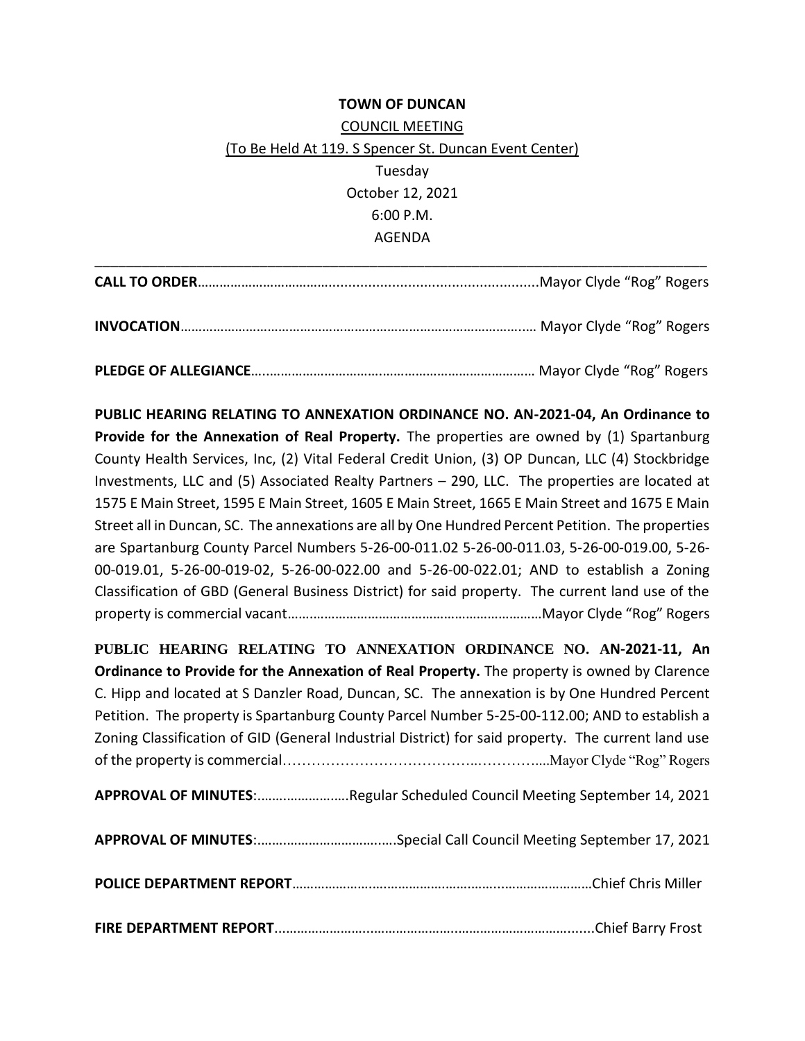**TOWN OF DUNCAN**

COUNCIL MEETING

(To Be Held At 119. S Spencer St. Duncan Event Center)

Tuesday

October 12, 2021

6:00 P.M.

AGENDA

---

**CALL TO ORDER**............................................................................................Mayor Clyde "Rog" Rogers

**INVOCATION**................................................................................................ Mayor Clyde "Rog" Rogers

**PLEDGE OF ALLEGIANCE**.............................................................................. Mayor Clyde "Rog" Rogers

**PUBLIC HEARING RELATING TO ANNEXATION ORDINANCE NO. AN-2021-04, An Ordinance to Provide for the Annexation of Real Property.** The properties are owned by (1) Spartanburg County Health Services, Inc, (2) Vital Federal Credit Union, (3) OP Duncan, LLC (4) Stockbridge Investments, LLC and (5) Associated Realty Partners – 290, LLC. The properties are located at 1575 E Main Street, 1595 E Main Street, 1605 E Main Street, 1665 E Main Street and 1675 E Main Street all in Duncan, SC. The annexations are all by One Hundred Percent Petition. The properties are Spartanburg County Parcel Numbers 5-26-00-011.02 5-26-00-011.03, 5-26-00-019.00, 5-26-00-019.01, 5-26-00-019-02, 5-26-00-022.00 and 5-26-00-022.01; AND to establish a Zoning Classification of GBD (General Business District) for said property. The current land use of the property is commercial vacant..................................................................Mayor Clyde "Rog" Rogers

**PUBLIC HEARING RELATING TO ANNEXATION ORDINANCE NO. AN-2021-11, An Ordinance to Provide for the Annexation of Real Property.** The property is owned by Clarence C. Hipp and located at S Danzler Road, Duncan, SC. The annexation is by One Hundred Percent Petition. The property is Spartanburg County Parcel Number 5-25-00-112.00; AND to establish a Zoning Classification of GID (General Industrial District) for said property. The current land use of the property is commercial..................................................Mayor Clyde "Rog" Rogers

**APPROVAL OF MINUTES**:.........................Regular Scheduled Council Meeting September 14, 2021

**APPROVAL OF MINUTES**:........................................Special Call Council Meeting September 17, 2021

**POLICE DEPARTMENT REPORT**.....................................................................................Chief Chris Miller

**FIRE DEPARTMENT REPORT**.........................................................................................Chief Barry Frost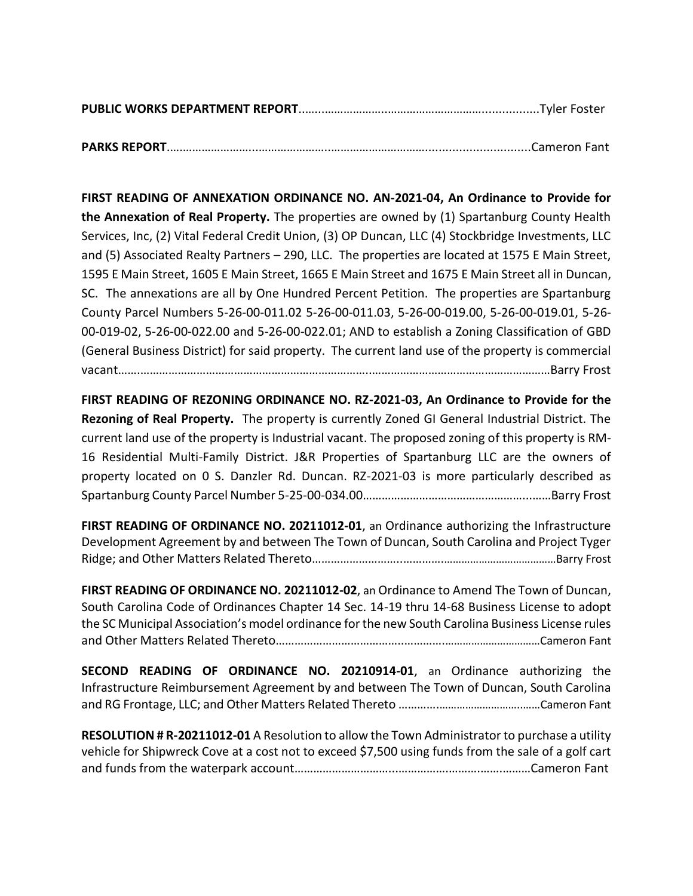**PUBLIC WORKS DEPARTMENT REPORT**.........................................................................Tyler Foster

**PARKS REPORT**...............................................................................................Cameron Fant

**FIRST READING OF ANNEXATION ORDINANCE NO. AN-2021-04, An Ordinance to Provide for the Annexation of Real Property.** The properties are owned by (1) Spartanburg County Health Services, Inc, (2) Vital Federal Credit Union, (3) OP Duncan, LLC (4) Stockbridge Investments, LLC and (5) Associated Realty Partners – 290, LLC. The properties are located at 1575 E Main Street, 1595 E Main Street, 1605 E Main Street, 1665 E Main Street and 1675 E Main Street all in Duncan, SC. The annexations are all by One Hundred Percent Petition. The properties are Spartanburg County Parcel Numbers 5-26-00-011.02 5-26-00-011.03, 5-26-00-019.00, 5-26-00-019.01, 5-26-00-019-02, 5-26-00-022.00 and 5-26-00-022.01; AND to establish a Zoning Classification of GBD (General Business District) for said property. The current land use of the property is commercial vacant...............................................................................................................Barry Frost

**FIRST READING OF REZONING ORDINANCE NO. RZ-2021-03, An Ordinance to Provide for the Rezoning of Real Property.** The property is currently Zoned GI General Industrial District. The current land use of the property is Industrial vacant. The proposed zoning of this property is RM-16 Residential Multi-Family District. J&R Properties of Spartanburg LLC are the owners of property located on 0 S. Danzler Rd. Duncan. RZ-2021-03 is more particularly described as Spartanburg County Parcel Number 5-25-00-034.00.......................................................Barry Frost

**FIRST READING OF ORDINANCE NO. 20211012-01**, an Ordinance authorizing the Infrastructure Development Agreement by and between The Town of Duncan, South Carolina and Project Tyger Ridge; and Other Matters Related Thereto.......................................................................Barry Frost

**FIRST READING OF ORDINANCE NO. 20211012-02**, an Ordinance to Amend The Town of Duncan, South Carolina Code of Ordinances Chapter 14 Sec. 14-19 thru 14-68 Business License to adopt the SC Municipal Association's model ordinance for the new South Carolina Business License rules and Other Matters Related Thereto.......................................................................Cameron Fant

**SECOND READING OF ORDINANCE NO. 20210914-01**, an Ordinance authorizing the Infrastructure Reimbursement Agreement by and between The Town of Duncan, South Carolina and RG Frontage, LLC; and Other Matters Related Thereto ..................................................Cameron Fant

**RESOLUTION # R-20211012-01** A Resolution to allow the Town Administrator to purchase a utility vehicle for Shipwreck Cove at a cost not to exceed $7,500 using funds from the sale of a golf cart and funds from the waterpark account.............................................................................Cameron Fant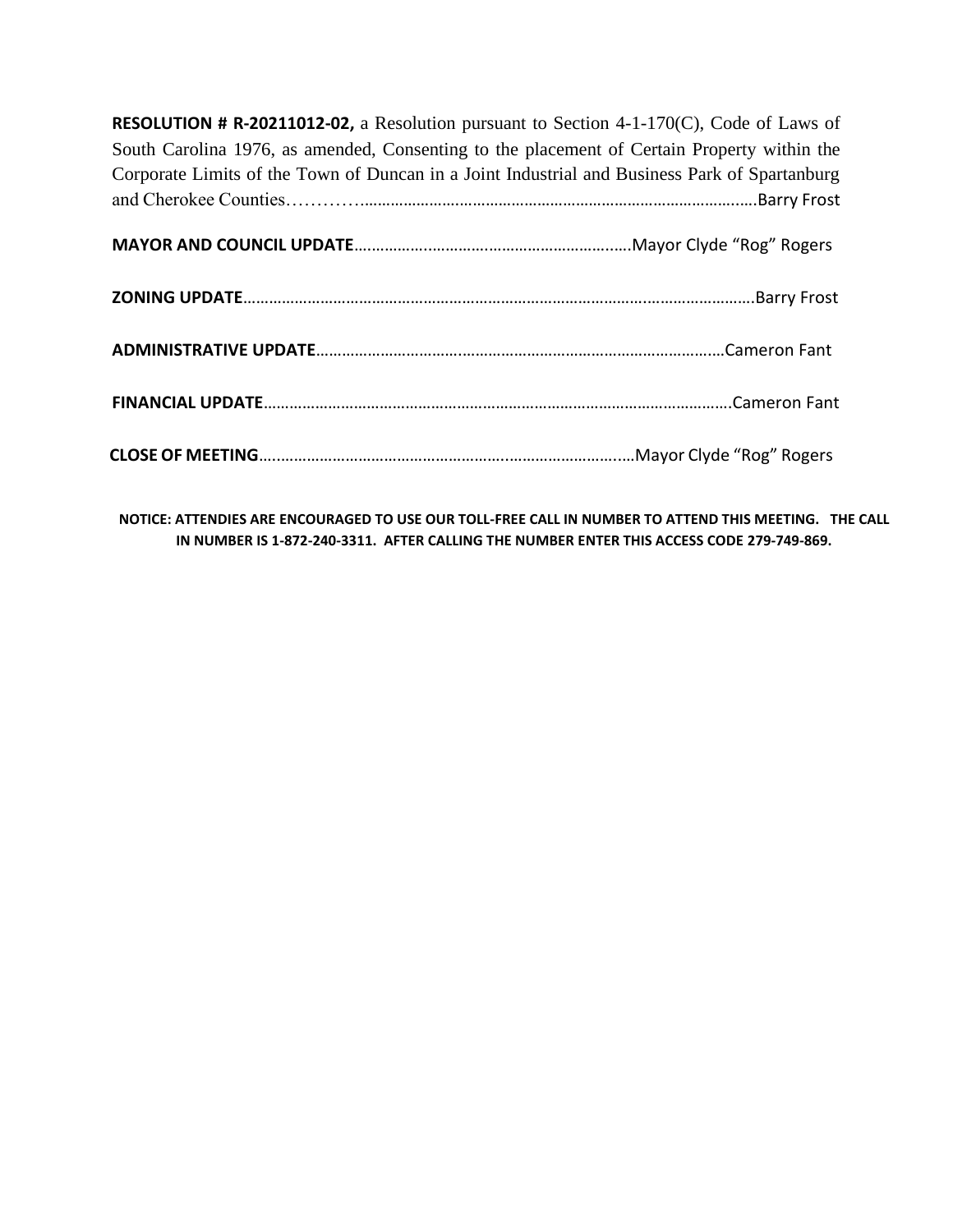**RESOLUTION # R-20211012-02,** a Resolution pursuant to Section 4-1-170(C), Code of Laws of South Carolina 1976, as amended, Consenting to the placement of Certain Property within the Corporate Limits of the Town of Duncan in a Joint Industrial and Business Park of Spartanburg and Cherokee Counties…………..........................................................................................Barry Frost

**MAYOR AND COUNCIL UPDATE**……………………………………………………….Mayor Clyde "Rog" Rogers

**ZONING UPDATE**…………………………………………………………………………………………………….Barry Frost

**ADMINISTRATIVE UPDATE**…………………………………………………………………………………Cameron Fant

**FINANCIAL UPDATE**……………………………………………………………………………………………….Cameron Fant

**CLOSE OF MEETING**………………………………………………………………………………Mayor Clyde "Rog" Rogers

**NOTICE: ATTENDIES ARE ENCOURAGED TO USE OUR TOLL-FREE CALL IN NUMBER TO ATTEND THIS MEETING. THE CALL IN NUMBER IS 1-872-240-3311. AFTER CALLING THE NUMBER ENTER THIS ACCESS CODE 279-749-869.**